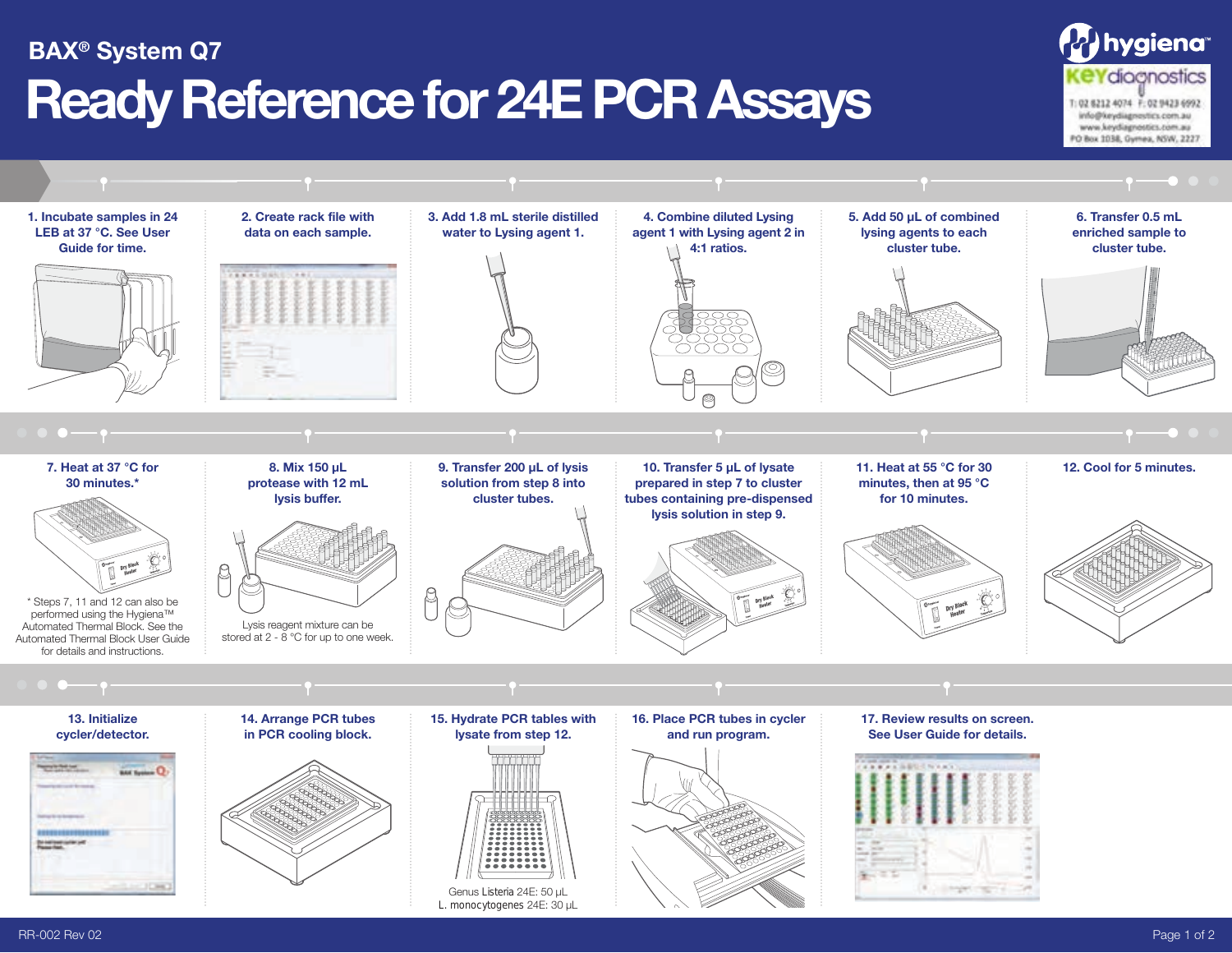## BAX® System Q7

# Ready Reference for 24E PCR Assays

hygiena™

KEYdiagnostics
T: 02 8212 4074 F: 02 9423 6992
info@keydiagnostics.com.au
www.keydiagnostics.com.au
PO Box 1038, Gymea, NSW, 2227

**1. Incubate samples in 24 LEB at 37 °C. See User Guide for time.**

**2. Create rack file with data on each sample.**

**3. Add 1.8 mL sterile distilled water to Lysing agent 1.**

**4. Combine diluted Lysing agent 1 with Lysing agent 2 in 4:1 ratios.**

**5. Add 50 µL of combined lysing agents to each cluster tube.**

**6. Transfer 0.5 mL enriched sample to cluster tube.**

**7. Heat at 37 °C for 30 minutes.***

* Steps 7, 11 and 12 can also be performed using the Hygiena™ Automated Thermal Block. See the Automated Thermal Block User Guide for details and instructions.

**8. Mix 150 µL protease with 12 mL lysis buffer.**

Lysis reagent mixture can be stored at 2 - 8 °C for up to one week.

**9. Transfer 200 µL of lysis solution from step 8 into cluster tubes.**

**10. Transfer 5 µL of lysate prepared in step 7 to cluster tubes containing pre-dispensed lysis solution in step 9.**

**11. Heat at 55 °C for 30 minutes, then at 95 °C for 10 minutes.**

**12. Cool for 5 minutes.**

**13. Initialize cycler/detector.**

**14. Arrange PCR tubes in PCR cooling block.**

**15. Hydrate PCR tables with lysate from step 12.**

Genus Listeria 24E: 50 µL
L. monocytogenes 24E: 30 µL

**16. Place PCR tubes in cycler and run program.**

**17. Review results on screen. See User Guide for details.**

RR-002 Rev 02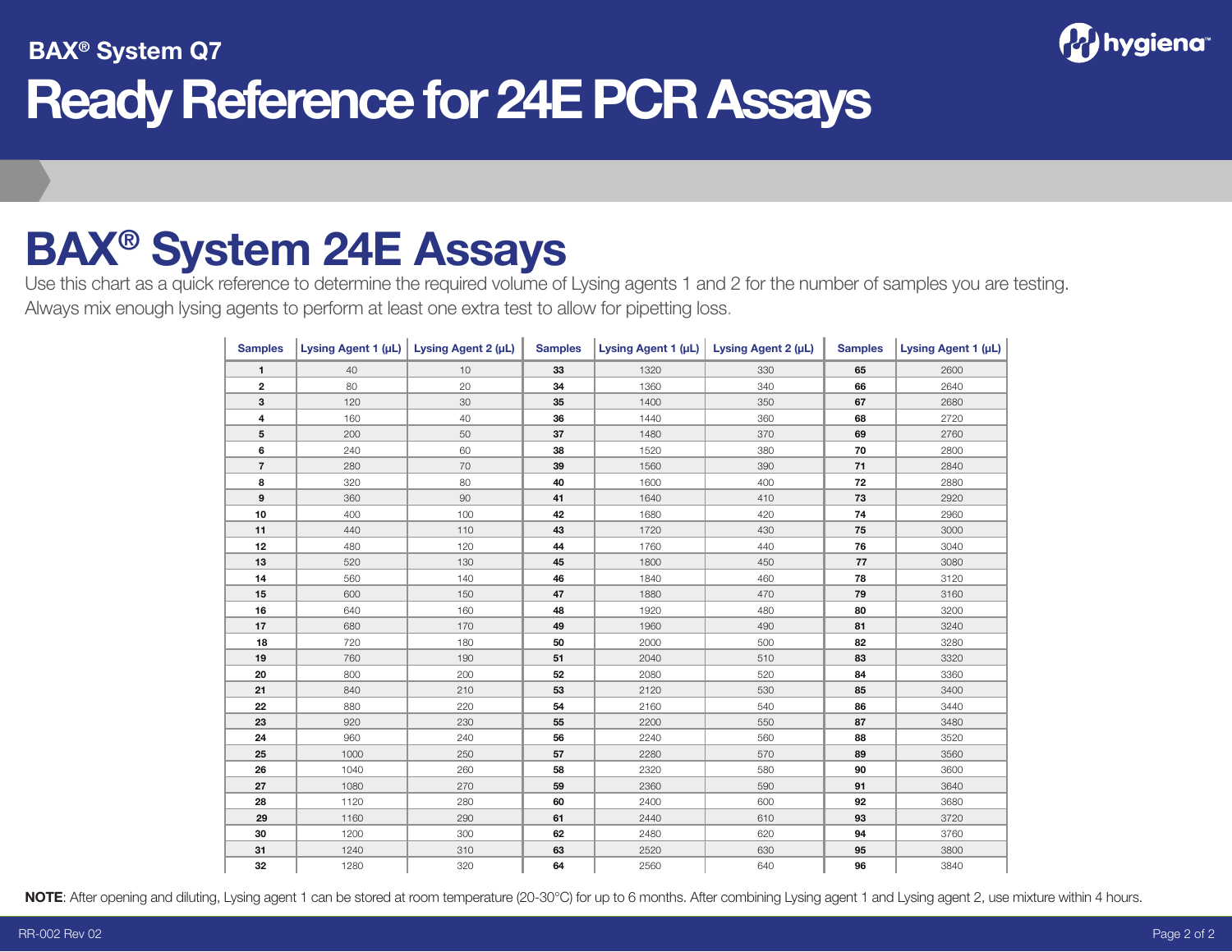BAX® System Q7

# Ready Reference for 24E PCR Assays

## BAX® System 24E Assays

Use this chart as a quick reference to determine the required volume of Lysing agents 1 and 2 for the number of samples you are testing. Always mix enough lysing agents to perform at least one extra test to allow for pipetting loss.

| Samples | Lysing Agent 1 (µL) | Lysing Agent 2 (µL) | Samples | Lysing Agent 1 (µL) | Lysing Agent 2 (µL) | Samples | Lysing Agent 1 (µL) |
|---|---|---|---|---|---|---|---|
| **1** | 40 | 10 | **33** | 1320 | 330 | **65** | 2600 |
| **2** | 80 | 20 | **34** | 1360 | 340 | **66** | 2640 |
| **3** | 120 | 30 | **35** | 1400 | 350 | **67** | 2680 |
| **4** | 160 | 40 | **36** | 1440 | 360 | **68** | 2720 |
| **5** | 200 | 50 | **37** | 1480 | 370 | **69** | 2760 |
| **6** | 240 | 60 | **38** | 1520 | 380 | **70** | 2800 |
| **7** | 280 | 70 | **39** | 1560 | 390 | **71** | 2840 |
| **8** | 320 | 80 | **40** | 1600 | 400 | **72** | 2880 |
| **9** | 360 | 90 | **41** | 1640 | 410 | **73** | 2920 |
| **10** | 400 | 100 | **42** | 1680 | 420 | **74** | 2960 |
| **11** | 440 | 110 | **43** | 1720 | 430 | **75** | 3000 |
| **12** | 480 | 120 | **44** | 1760 | 440 | **76** | 3040 |
| **13** | 520 | 130 | **45** | 1800 | 450 | **77** | 3080 |
| **14** | 560 | 140 | **46** | 1840 | 460 | **78** | 3120 |
| **15** | 600 | 150 | **47** | 1880 | 470 | **79** | 3160 |
| **16** | 640 | 160 | **48** | 1920 | 480 | **80** | 3200 |
| **17** | 680 | 170 | **49** | 1960 | 490 | **81** | 3240 |
| **18** | 720 | 180 | **50** | 2000 | 500 | **82** | 3280 |
| **19** | 760 | 190 | **51** | 2040 | 510 | **83** | 3320 |
| **20** | 800 | 200 | **52** | 2080 | 520 | **84** | 3360 |
| **21** | 840 | 210 | **53** | 2120 | 530 | **85** | 3400 |
| **22** | 880 | 220 | **54** | 2160 | 540 | **86** | 3440 |
| **23** | 920 | 230 | **55** | 2200 | 550 | **87** | 3480 |
| **24** | 960 | 240 | **56** | 2240 | 560 | **88** | 3520 |
| **25** | 1000 | 250 | **57** | 2280 | 570 | **89** | 3560 |
| **26** | 1040 | 260 | **58** | 2320 | 580 | **90** | 3600 |
| **27** | 1080 | 270 | **59** | 2360 | 590 | **91** | 3640 |
| **28** | 1120 | 280 | **60** | 2400 | 600 | **92** | 3680 |
| **29** | 1160 | 290 | **61** | 2440 | 610 | **93** | 3720 |
| **30** | 1200 | 300 | **62** | 2480 | 620 | **94** | 3760 |
| **31** | 1240 | 310 | **63** | 2520 | 630 | **95** | 3800 |
| **32** | 1280 | 320 | **64** | 2560 | 640 | **96** | 3840 |

**NOTE**: After opening and diluting, Lysing agent 1 can be stored at room temperature (20-30°C) for up to 6 months. After combining Lysing agent 1 and Lysing agent 2, use mixture within 4 hours.

RR-002 Rev 02